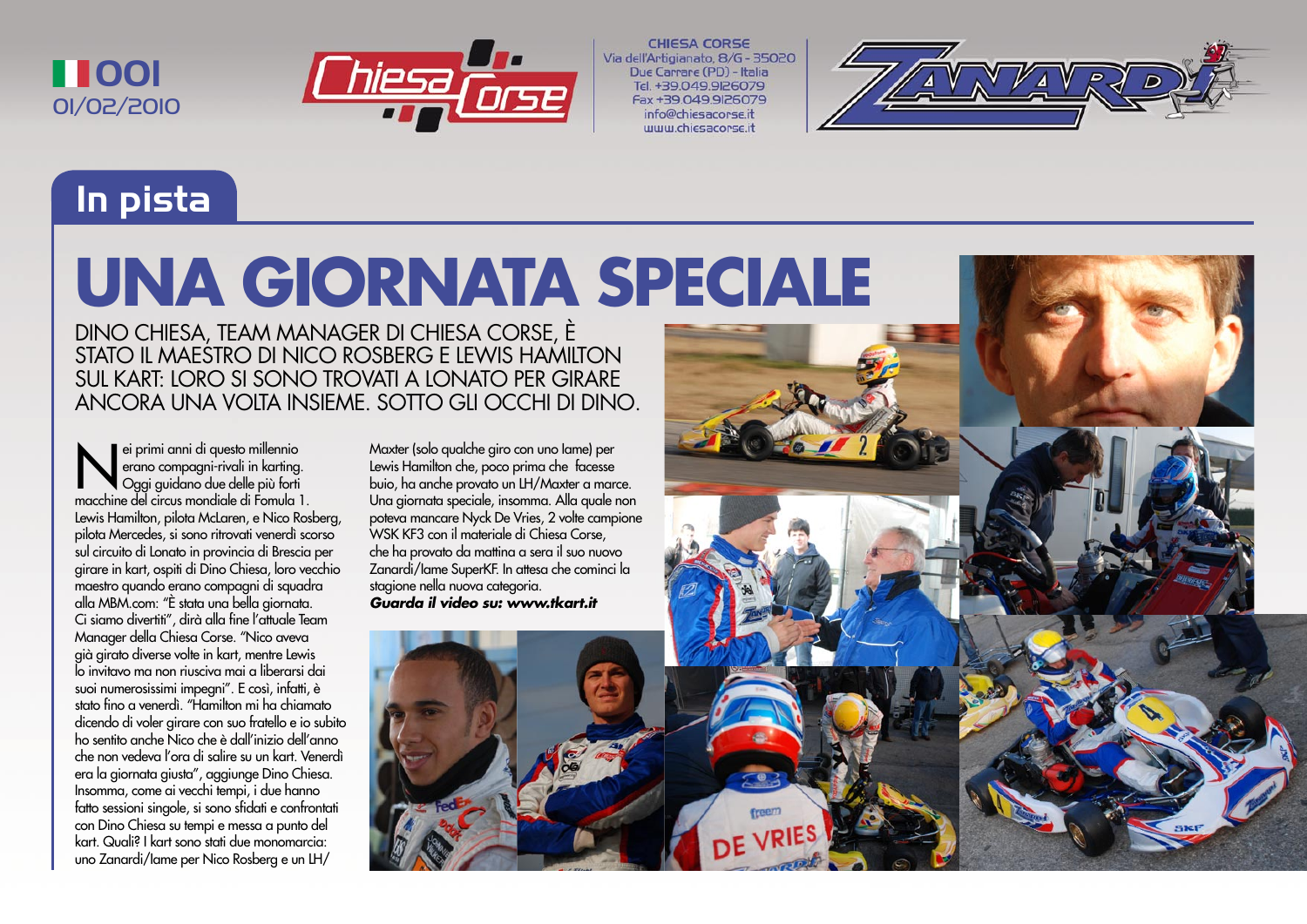001
01/02/2010

CHIESA CORSE
Via dell'Artigianato, 8/G - 35020
Due Carrare (PD) - Italia
Tel. +39.049.9126079
Fax +39.049.9126079
info@chiesacorse.it
www.chiesacorse.it

## In pista

# UNA GIORNATA SPECIALE

DINO CHIESA, TEAM MANAGER DI CHIESA CORSE, È STATO IL MAESTRO DI NICO ROSBERG E LEWIS HAMILTON SUL KART: LORO SI SONO TROVATI A LONATO PER GIRARE ANCORA UNA VOLTA INSIEME. SOTTO GLI OCCHI DI DINO.

Nei primi anni di questo millennio erano compagni-rivali in karting. Oggi guidano due delle più forti macchine del circus mondiale di Fomula 1. Lewis Hamilton, pilota McLaren, e Nico Rosberg, pilota Mercedes, si sono ritrovati venerdì scorso sul circuito di Lonato in provincia di Brescia per girare in kart, ospiti di Dino Chiesa, loro vecchio maestro quando erano compagni di squadra alla MBM.com: "È stata una bella giornata. Ci siamo divertiti", dirà alla fine l'attuale Team Manager della Chiesa Corse. "Nico aveva già girato diverse volte in kart, mentre Lewis lo invitavo ma non riusciva mai a liberarsi dai suoi numerosissimi impegni". E così, infatti, è stato fino a venerdì. "Hamilton mi ha chiamato dicendo di voler girare con suo fratello e io subito ho sentito anche Nico che è dall'inizio dell'anno che non vedeva l'ora di salire su un kart. Venerdì era la giornata giusta", aggiunge Dino Chiesa. Insomma, come ai vecchi tempi, i due hanno fatto sessioni singole, si sono sfidati e confrontati con Dino Chiesa su tempi e messa a punto del kart. Quali? I kart sono stati due monomarcia: uno Zanardi/Iame per Nico Rosberg e un LH/Maxter (solo qualche giro con uno Iame) per Lewis Hamilton che, poco prima che facesse buio, ha anche provato un LH/Maxter a marce. Una giornata speciale, insomma. Alla quale non poteva mancare Nyck De Vries, 2 volte campione WSK KF3 con il materiale di Chiesa Corse, che ha provato da mattina a sera il suo nuovo Zanardi/Iame SuperKF. In attesa che cominci la stagione nella nuova categoria.

***Guarda il video su: www.tkart.it***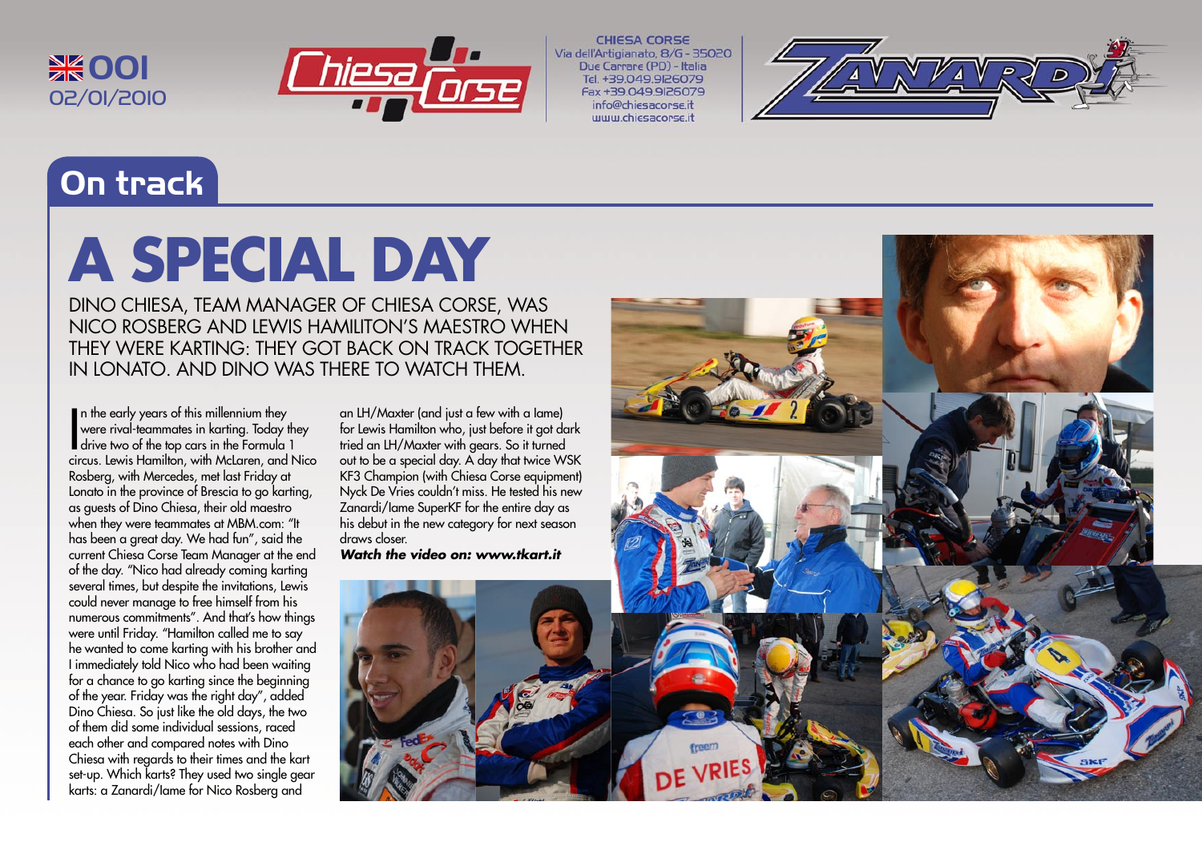001
02/01/2010

CHIESA CORSE
Via dell'Artigianato, 8/G - 35020
Due Carrare (PD) - Italia
Tel. +39.049.9126079
Fax +39.049.9126079
info@chiesacorse.it
www.chiesacorse.it

## On track

# A SPECIAL DAY

DINO CHIESA, TEAM MANAGER OF CHIESA CORSE, WAS NICO ROSBERG AND LEWIS HAMILITON'S MAESTRO WHEN THEY WERE KARTING: THEY GOT BACK ON TRACK TOGETHER IN LONATO. AND DINO WAS THERE TO WATCH THEM.

In the early years of this millennium they were rival-teammates in karting. Today they drive two of the top cars in the Formula 1 circus. Lewis Hamilton, with McLaren, and Nico Rosberg, with Mercedes, met last Friday at Lonato in the province of Brescia to go karting, as guests of Dino Chiesa, their old maestro when they were teammates at MBM.com: "It has been a great day. We had fun", said the current Chiesa Corse Team Manager at the end of the day. "Nico had already coming karting several times, but despite the invitations, Lewis could never manage to free himself from his numerous commitments". And that's how things were until Friday. "Hamilton called me to say he wanted to come karting with his brother and I immediately told Nico who had been waiting for a chance to go karting since the beginning of the year. Friday was the right day", added Dino Chiesa. So just like the old days, the two of them did some individual sessions, raced each other and compared notes with Dino Chiesa with regards to their times and the kart set-up. Which karts? They used two single gear karts: a Zanardi/Iame for Nico Rosberg and an LH/Maxter (and just a few with a Iame) for Lewis Hamilton who, just before it got dark tried an LH/Maxter with gears. So it turned out to be a special day. A day that twice WSK KF3 Champion (with Chiesa Corse equipment) Nyck De Vries couldn't miss. He tested his new Zanardi/Iame SuperKF for the entire day as his debut in the new category for next season draws closer.

***Watch the video on: www.tkart.it***